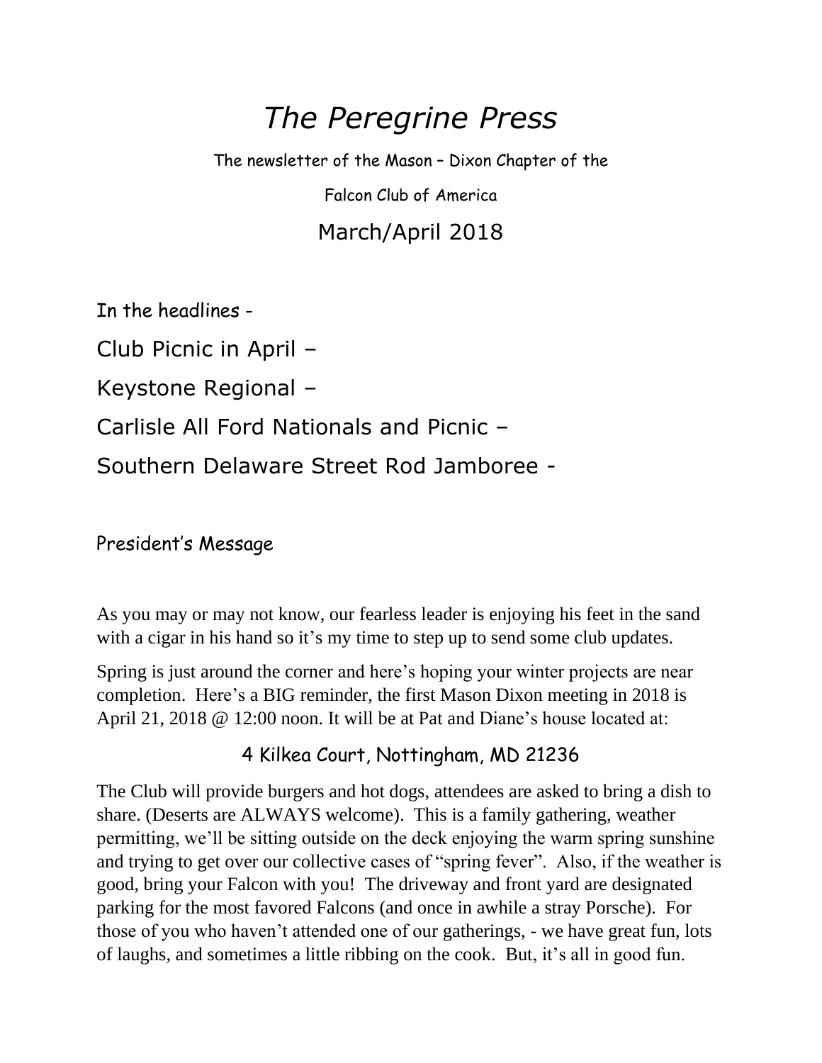# *The Peregrine Press*

The newsletter of the Mason – Dixon Chapter of the

Falcon Club of America

March/April 2018

In the headlines -

Club Picnic in April –

Keystone Regional –

Carlisle All Ford Nationals and Picnic –

Southern Delaware Street Rod Jamboree -

## President's Message

As you may or may not know, our fearless leader is enjoying his feet in the sand with a cigar in his hand so it's my time to step up to send some club updates.

Spring is just around the corner and here's hoping your winter projects are near completion. Here's a BIG reminder, the first Mason Dixon meeting in 2018 is April 21, 2018 @ 12:00 noon. It will be at Pat and Diane's house located at:

4 Kilkea Court, Nottingham, MD 21236

The Club will provide burgers and hot dogs, attendees are asked to bring a dish to share. (Deserts are ALWAYS welcome). This is a family gathering, weather permitting, we'll be sitting outside on the deck enjoying the warm spring sunshine and trying to get over our collective cases of "spring fever". Also, if the weather is good, bring your Falcon with you! The driveway and front yard are designated parking for the most favored Falcons (and once in awhile a stray Porsche). For those of you who haven't attended one of our gatherings, - we have great fun, lots of laughs, and sometimes a little ribbing on the cook. But, it's all in good fun.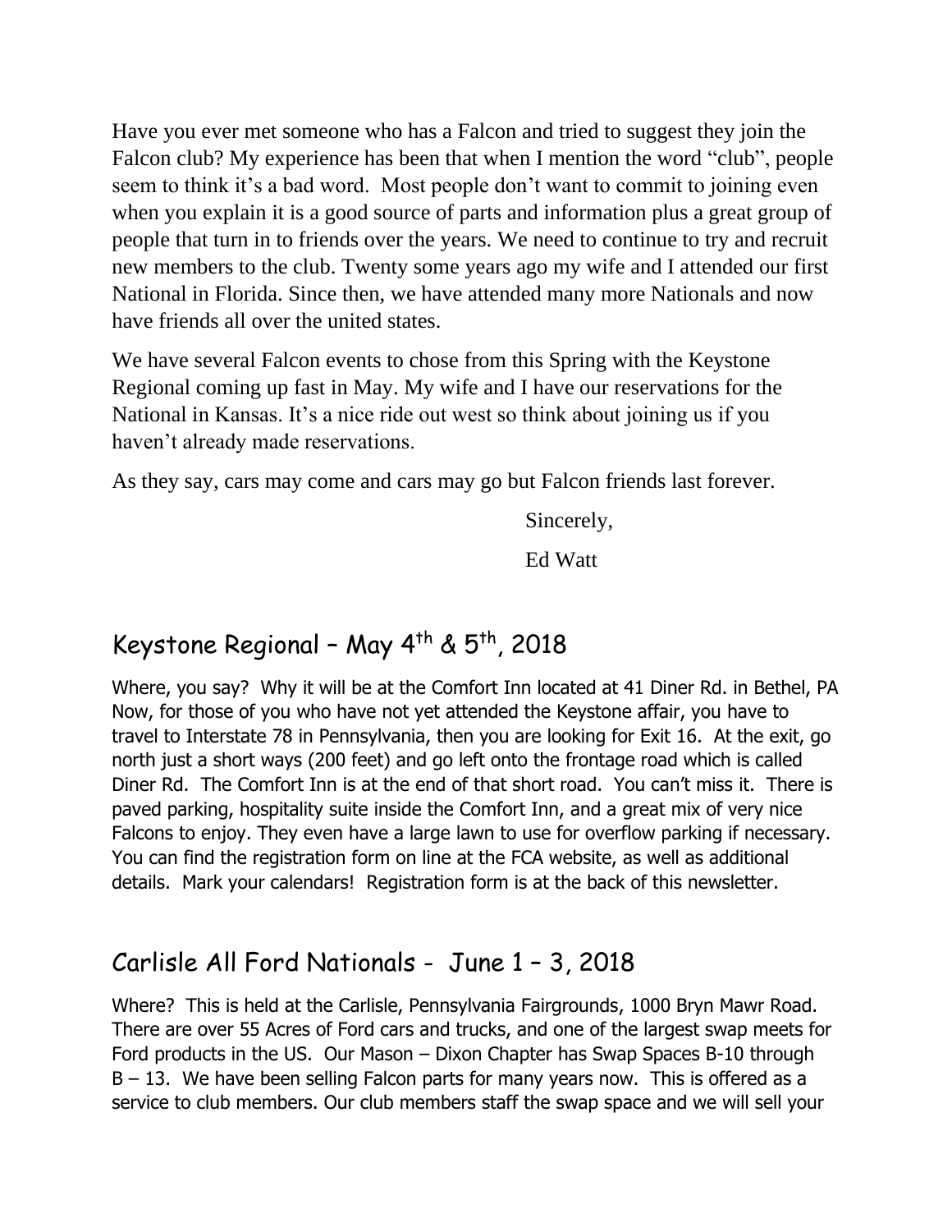Have you ever met someone who has a Falcon and tried to suggest they join the Falcon club? My experience has been that when I mention the word “club”, people seem to think it’s a bad word.  Most people don’t want to commit to joining even when you explain it is a good source of parts and information plus a great group of people that turn in to friends over the years. We need to continue to try and recruit new members to the club. Twenty some years ago my wife and I attended our first National in Florida. Since then, we have attended many more Nationals and now have friends all over the united states.

We have several Falcon events to chose from this Spring with the Keystone Regional coming up fast in May. My wife and I have our reservations for the National in Kansas. It’s a nice ride out west so think about joining us if you haven’t already made reservations.

As they say, cars may come and cars may go but Falcon friends last forever.

Sincerely,

Ed Watt

## Keystone Regional – May 4th & 5th, 2018

Where, you say?  Why it will be at the Comfort Inn located at 41 Diner Rd. in Bethel, PA Now, for those of you who have not yet attended the Keystone affair, you have to travel to Interstate 78 in Pennsylvania, then you are looking for Exit 16.  At the exit, go north just a short ways (200 feet) and go left onto the frontage road which is called Diner Rd.  The Comfort Inn is at the end of that short road.  You can’t miss it.  There is paved parking, hospitality suite inside the Comfort Inn, and a great mix of very nice Falcons to enjoy. They even have a large lawn to use for overflow parking if necessary. You can find the registration form on line at the FCA website, as well as additional details.  Mark your calendars!  Registration form is at the back of this newsletter.

## Carlisle All Ford Nationals -  June 1 – 3, 2018

Where?  This is held at the Carlisle, Pennsylvania Fairgrounds, 1000 Bryn Mawr Road. There are over 55 Acres of Ford cars and trucks, and one of the largest swap meets for Ford products in the US.  Our Mason – Dixon Chapter has Swap Spaces B-10 through B – 13.  We have been selling Falcon parts for many years now.  This is offered as a service to club members. Our club members staff the swap space and we will sell your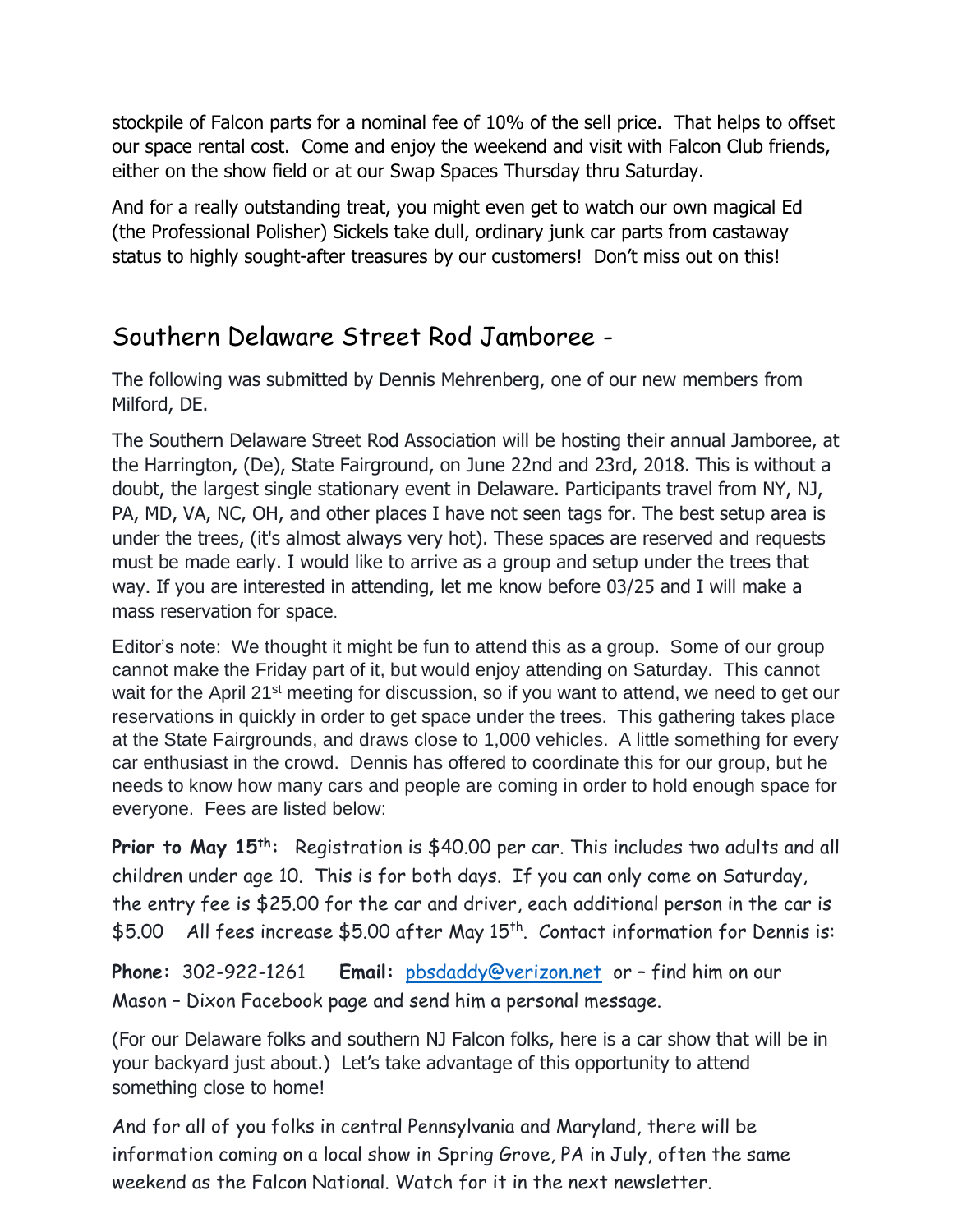stockpile of Falcon parts for a nominal fee of 10% of the sell price. That helps to offset our space rental cost. Come and enjoy the weekend and visit with Falcon Club friends, either on the show field or at our Swap Spaces Thursday thru Saturday.

And for a really outstanding treat, you might even get to watch our own magical Ed (the Professional Polisher) Sickels take dull, ordinary junk car parts from castaway status to highly sought-after treasures by our customers! Don't miss out on this!

## Southern Delaware Street Rod Jamboree -

The following was submitted by Dennis Mehrenberg, one of our new members from Milford, DE.

The Southern Delaware Street Rod Association will be hosting their annual Jamboree, at the Harrington, (De), State Fairground, on June 22nd and 23rd, 2018. This is without a doubt, the largest single stationary event in Delaware. Participants travel from NY, NJ, PA, MD, VA, NC, OH, and other places I have not seen tags for. The best setup area is under the trees, (it's almost always very hot). These spaces are reserved and requests must be made early. I would like to arrive as a group and setup under the trees that way. If you are interested in attending, let me know before 03/25 and I will make a mass reservation for space.

Editor's note: We thought it might be fun to attend this as a group. Some of our group cannot make the Friday part of it, but would enjoy attending on Saturday. This cannot wait for the April 21st meeting for discussion, so if you want to attend, we need to get our reservations in quickly in order to get space under the trees. This gathering takes place at the State Fairgrounds, and draws close to 1,000 vehicles. A little something for every car enthusiast in the crowd. Dennis has offered to coordinate this for our group, but he needs to know how many cars and people are coming in order to hold enough space for everyone. Fees are listed below:

**Prior to May 15th:** Registration is $40.00 per car. This includes two adults and all children under age 10. This is for both days. If you can only come on Saturday, the entry fee is $25.00 for the car and driver, each additional person in the car is $5.00 All fees increase $5.00 after May 15th. Contact information for Dennis is:

**Phone:** 302-922-1261 **Email:** pbsdaddy@verizon.net or – find him on our Mason – Dixon Facebook page and send him a personal message.

(For our Delaware folks and southern NJ Falcon folks, here is a car show that will be in your backyard just about.) Let's take advantage of this opportunity to attend something close to home!

And for all of you folks in central Pennsylvania and Maryland, there will be information coming on a local show in Spring Grove, PA in July, often the same weekend as the Falcon National. Watch for it in the next newsletter.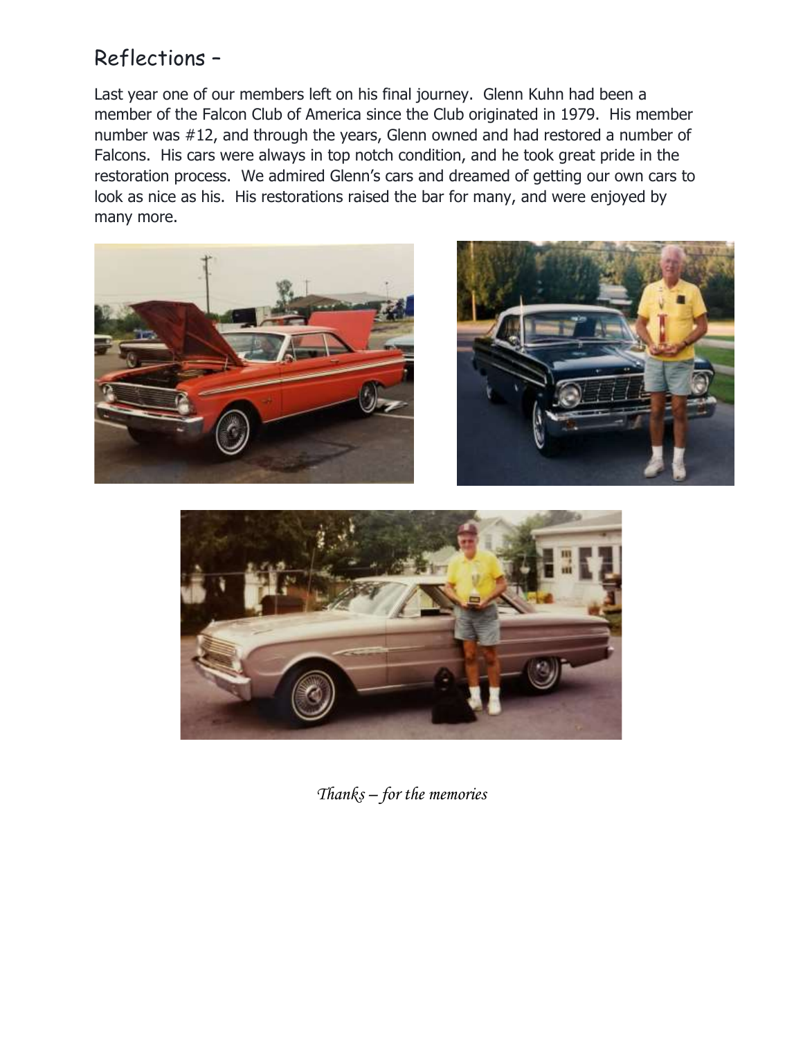## Reflections –

Last year one of our members left on his final journey. Glenn Kuhn had been a member of the Falcon Club of America since the Club originated in 1979. His member number was #12, and through the years, Glenn owned and had restored a number of Falcons. His cars were always in top notch condition, and he took great pride in the restoration process. We admired Glenn's cars and dreamed of getting our own cars to look as nice as his. His restorations raised the bar for many, and were enjoyed by many more.

*Thanks – for the memories*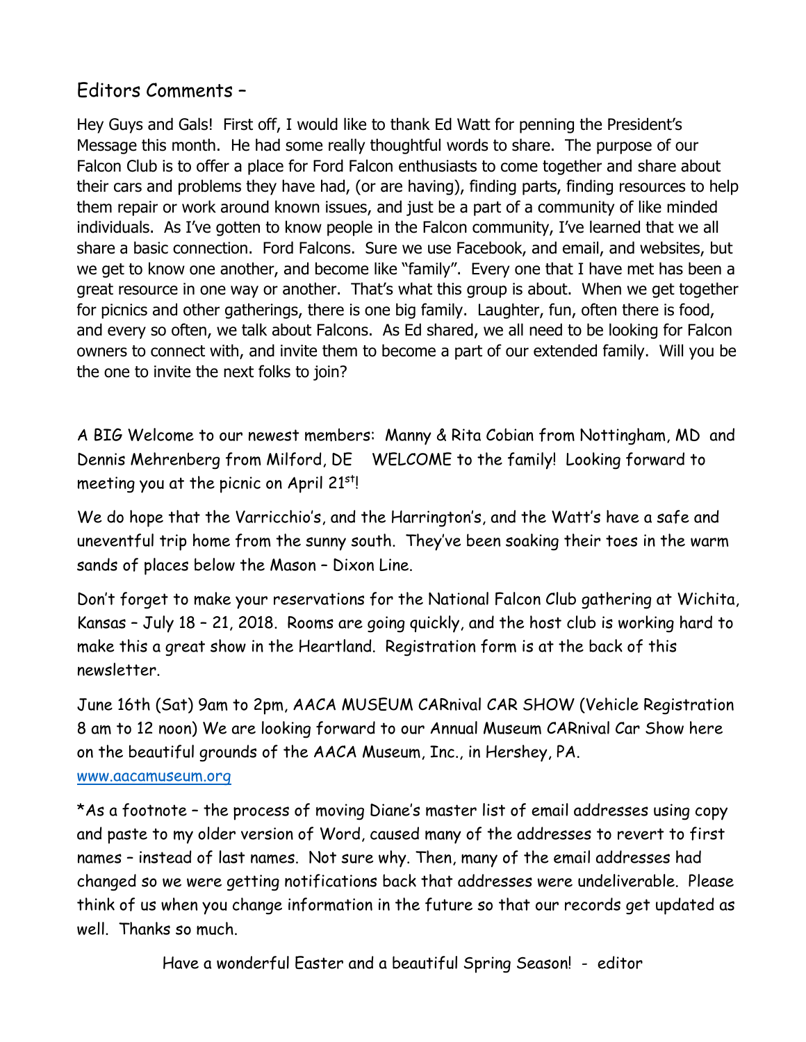## Editors Comments –

Hey Guys and Gals! First off, I would like to thank Ed Watt for penning the President's Message this month. He had some really thoughtful words to share. The purpose of our Falcon Club is to offer a place for Ford Falcon enthusiasts to come together and share about their cars and problems they have had, (or are having), finding parts, finding resources to help them repair or work around known issues, and just be a part of a community of like minded individuals. As I've gotten to know people in the Falcon community, I've learned that we all share a basic connection. Ford Falcons. Sure we use Facebook, and email, and websites, but we get to know one another, and become like "family". Every one that I have met has been a great resource in one way or another. That's what this group is about. When we get together for picnics and other gatherings, there is one big family. Laughter, fun, often there is food, and every so often, we talk about Falcons. As Ed shared, we all need to be looking for Falcon owners to connect with, and invite them to become a part of our extended family. Will you be the one to invite the next folks to join?

A BIG Welcome to our newest members: Manny & Rita Cobian from Nottingham, MD and Dennis Mehrenberg from Milford, DE WELCOME to the family! Looking forward to meeting you at the picnic on April 21st!

We do hope that the Varricchio's, and the Harrington's, and the Watt's have a safe and uneventful trip home from the sunny south. They've been soaking their toes in the warm sands of places below the Mason – Dixon Line.

Don't forget to make your reservations for the National Falcon Club gathering at Wichita, Kansas – July 18 – 21, 2018. Rooms are going quickly, and the host club is working hard to make this a great show in the Heartland. Registration form is at the back of this newsletter.

June 16th (Sat) 9am to 2pm, AACA MUSEUM CARnival CAR SHOW (Vehicle Registration 8 am to 12 noon) We are looking forward to our Annual Museum CARnival Car Show here on the beautiful grounds of the AACA Museum, Inc., in Hershey, PA. [www.aacamuseum.org](http://www.aacamuseum.org)

*As a footnote – the process of moving Diane's master list of email addresses using copy and paste to my older version of Word, caused many of the addresses to revert to first names – instead of last names. Not sure why. Then, many of the email addresses had changed so we were getting notifications back that addresses were undeliverable. Please think of us when you change information in the future so that our records get updated as well. Thanks so much.

Have a wonderful Easter and a beautiful Spring Season! - editor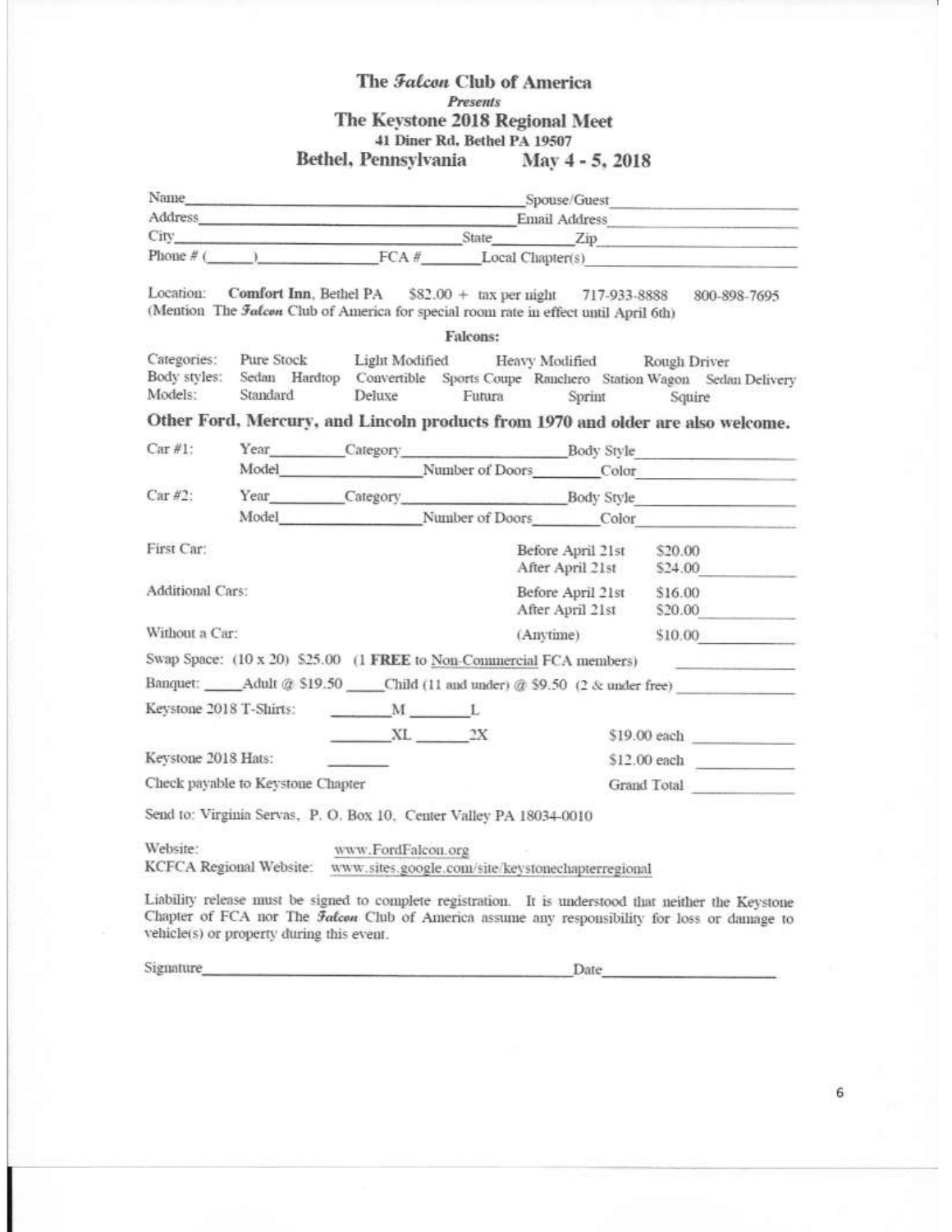# The *Falcon* Club of America

*Presents*

## The Keystone 2018 Regional Meet

**41 Diner Rd, Bethel PA 19507**

**Bethel, Pennsylvania May 4 - 5, 2018**

Name\_\_\_\_\_\_\_\_\_\_\_\_\_\_\_\_\_\_\_\_\_\_\_\_\_\_\_\_\_\_\_\_ Spouse/Guest\_\_\_\_\_\_\_\_\_\_\_\_\_\_\_\_

Address\_\_\_\_\_\_\_\_\_\_\_\_\_\_\_\_\_\_\_\_\_\_\_\_\_\_\_\_\_\_\_\_ Email Address\_\_\_\_\_\_\_\_\_\_\_\_\_\_\_\_

City\_\_\_\_\_\_\_\_\_\_\_\_\_\_\_\_\_\_\_\_\_\_\_\_ State\_\_\_\_\_\_\_\_ Zip\_\_\_\_\_\_\_\_\_\_\_\_

Phone # (\_\_\_\_\_)\_\_\_\_\_\_\_\_\_\_\_\_ FCA #\_\_\_\_\_\_\_ Local Chapter(s)\_\_\_\_\_\_\_\_\_\_\_\_\_\_\_\_

Location: **Comfort Inn**, Bethel PA $82.00 + tax per night 717-933-8888 800-898-7695
(Mention The *Falcon* Club of America for special room rate in effect until April 6th)

**Falcons:**

Categories: Pure Stock Light Modified Heavy Modified Rough Driver
Body styles: Sedan Hardtop Convertible Sports Coupe Ranchero Station Wagon Sedan Delivery
Models: Standard Deluxe Futura Sprint Squire

**Other Ford, Mercury, and Lincoln products from 1970 and older are also welcome.**

Car #1: Year\_\_\_\_\_\_\_\_ Category\_\_\_\_\_\_\_\_\_\_\_\_\_\_\_\_ Body Style\_\_\_\_\_\_\_\_\_\_\_\_\_\_\_\_
Model\_\_\_\_\_\_\_\_\_\_\_\_\_\_ Number of Doors\_\_\_\_\_\_\_\_ Color\_\_\_\_\_\_\_\_\_\_\_\_\_\_\_\_

Car #2: Year\_\_\_\_\_\_\_\_ Category\_\_\_\_\_\_\_\_\_\_\_\_\_\_\_\_ Body Style\_\_\_\_\_\_\_\_\_\_\_\_\_\_\_\_
Model\_\_\_\_\_\_\_\_\_\_\_\_\_\_ Number of Doors\_\_\_\_\_\_\_\_ Color\_\_\_\_\_\_\_\_\_\_\_\_\_\_\_\_

| | | | |
|---|---|---|---|
| First Car: | Before April 21st | $20.00 | |
| | After April 21st | $24.00 | \_\_\_\_\_\_\_\_ |
| Additional Cars: | Before April 21st | $16.00 | |
| | After April 21st | $20.00 | \_\_\_\_\_\_\_\_ |
| Without a Car: | (Anytime) | $10.00 | \_\_\_\_\_\_\_\_ |

Swap Space: (10 x 20) $25.00 (1 **FREE** to Non-Commercial FCA members) \_\_\_\_\_\_\_\_

Banquet: \_\_\_\_\_Adult @ $19.50 \_\_\_\_\_Child (11 and under) @ $9.50 (2 & under free) \_\_\_\_\_\_\_\_

Keystone 2018 T-Shirts: \_\_\_\_\_\_ M \_\_\_\_\_\_ L
\_\_\_\_\_\_ XL \_\_\_\_\_\_ 2X $19.00 each \_\_\_\_\_\_\_\_

Keystone 2018 Hats: \_\_\_\_\_\_ $12.00 each \_\_\_\_\_\_\_\_

Check payable to Keystone Chapter Grand Total \_\_\_\_\_\_\_\_

Send to: Virginia Servas, P. O. Box 10, Center Valley PA 18034-0010

Website: www.FordFalcon.org
KCFCA Regional Website: www.sites.google.com/site/keystonechapterregional

Liability release must be signed to complete registration. It is understood that neither the Keystone Chapter of FCA nor The *Falcon* Club of America assume any responsibility for loss or damage to vehicle(s) or property during this event.

Signature\_\_\_\_\_\_\_\_\_\_\_\_\_\_\_\_\_\_\_\_\_\_\_\_\_\_\_\_\_\_\_\_ Date\_\_\_\_\_\_\_\_\_\_\_\_\_\_\_\_